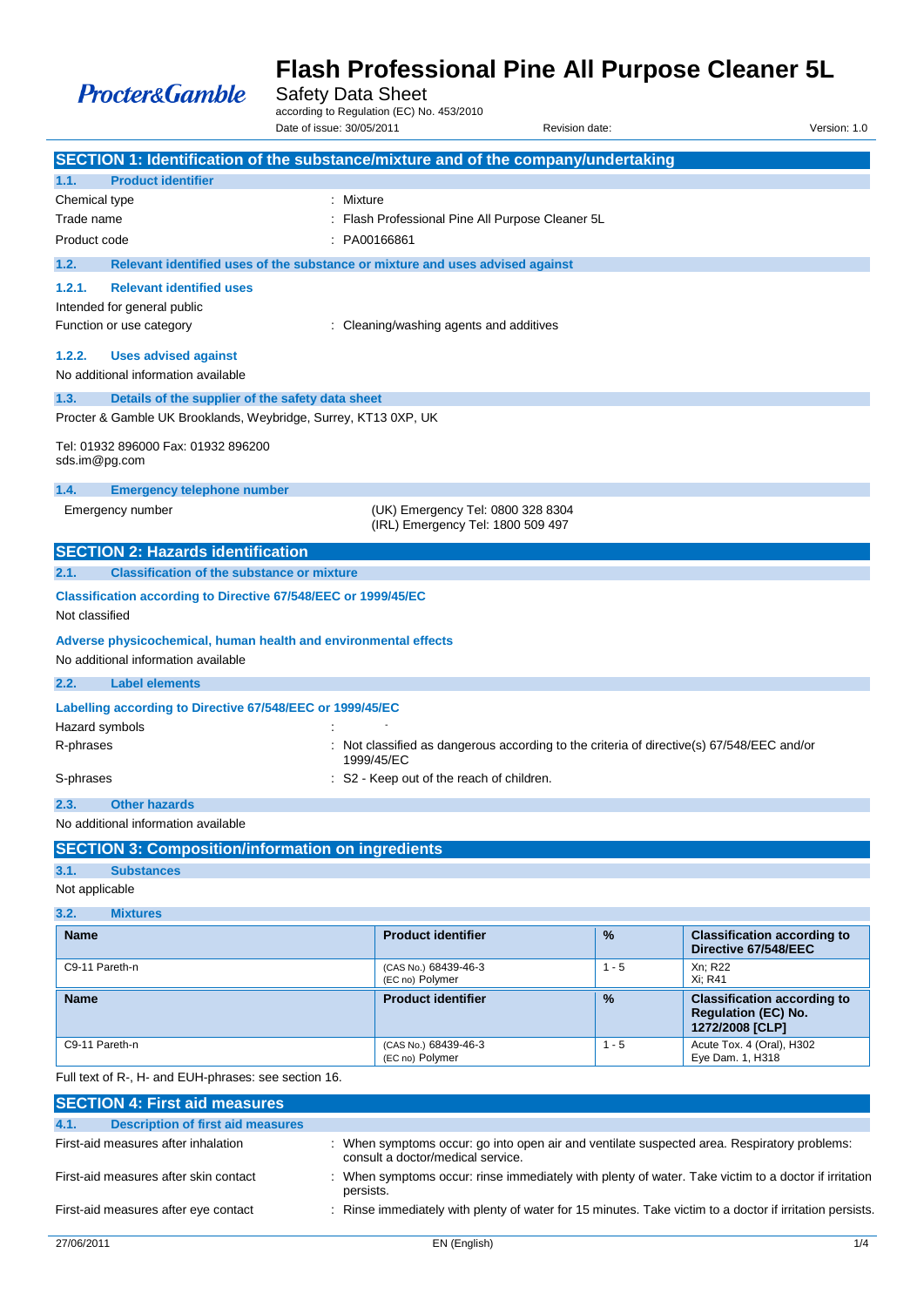Procter&Gamble

# Flash Professional Pine All Purpose Cleaner 5L

Safety Data Sheet

according to Regulation (EC) No. 453/2010

Date of issue: 30/05/2011 Revision date: Version: 1.0

## SECTION 1: Identification of the substance/mixture and of the company/undertaking

### 1.1. Product identifier

Chemical type : Mixture

Trade name : Flash Professional Pine All Purpose Cleaner 5L

Product code : PA00166861

### 1.2. Relevant identified uses of the substance or mixture and uses advised against

#### 1.2.1. Relevant identified uses

Intended for general public

Function or use category : Cleaning/washing agents and additives

#### 1.2.2. Uses advised against

No additional information available

### 1.3. Details of the supplier of the safety data sheet

Procter & Gamble UK Brooklands, Weybridge, Surrey, KT13 0XP, UK

Tel: 01932 896000 Fax: 01932 896200
sds.im@pg.com

### 1.4. Emergency telephone number

Emergency number (UK) Emergency Tel: 0800 328 8304
(IRL) Emergency Tel: 1800 509 497

## SECTION 2: Hazards identification

### 2.1. Classification of the substance or mixture

**Classification according to Directive 67/548/EEC or 1999/45/EC**

Not classified

**Adverse physicochemical, human health and environmental effects**

No additional information available

### 2.2. Label elements

**Labelling according to Directive 67/548/EEC or 1999/45/EC**

Hazard symbols : -

R-phrases : Not classified as dangerous according to the criteria of directive(s) 67/548/EEC and/or 1999/45/EC

S-phrases : S2 - Keep out of the reach of children.

### 2.3. Other hazards

No additional information available

## SECTION 3: Composition/information on ingredients

### 3.1. Substances

Not applicable

### 3.2. Mixtures

| Name | Product identifier | % | Classification according to Directive 67/548/EEC |
|---|---|---|---|
| C9-11 Pareth-n | (CAS No.) 68439-46-3<br>(EC no) Polymer | 1 - 5 | Xn; R22<br>Xi; R41 |

| Name | Product identifier | % | Classification according to Regulation (EC) No. 1272/2008 [CLP] |
|---|---|---|---|
| C9-11 Pareth-n | (CAS No.) 68439-46-3<br>(EC no) Polymer | 1 - 5 | Acute Tox. 4 (Oral), H302<br>Eye Dam. 1, H318 |

Full text of R-, H- and EUH-phrases: see section 16.

## SECTION 4: First aid measures

### 4.1. Description of first aid measures

First-aid measures after inhalation : When symptoms occur: go into open air and ventilate suspected area. Respiratory problems: consult a doctor/medical service.

First-aid measures after skin contact : When symptoms occur: rinse immediately with plenty of water. Take victim to a doctor if irritation persists.

First-aid measures after eye contact : Rinse immediately with plenty of water for 15 minutes. Take victim to a doctor if irritation persists.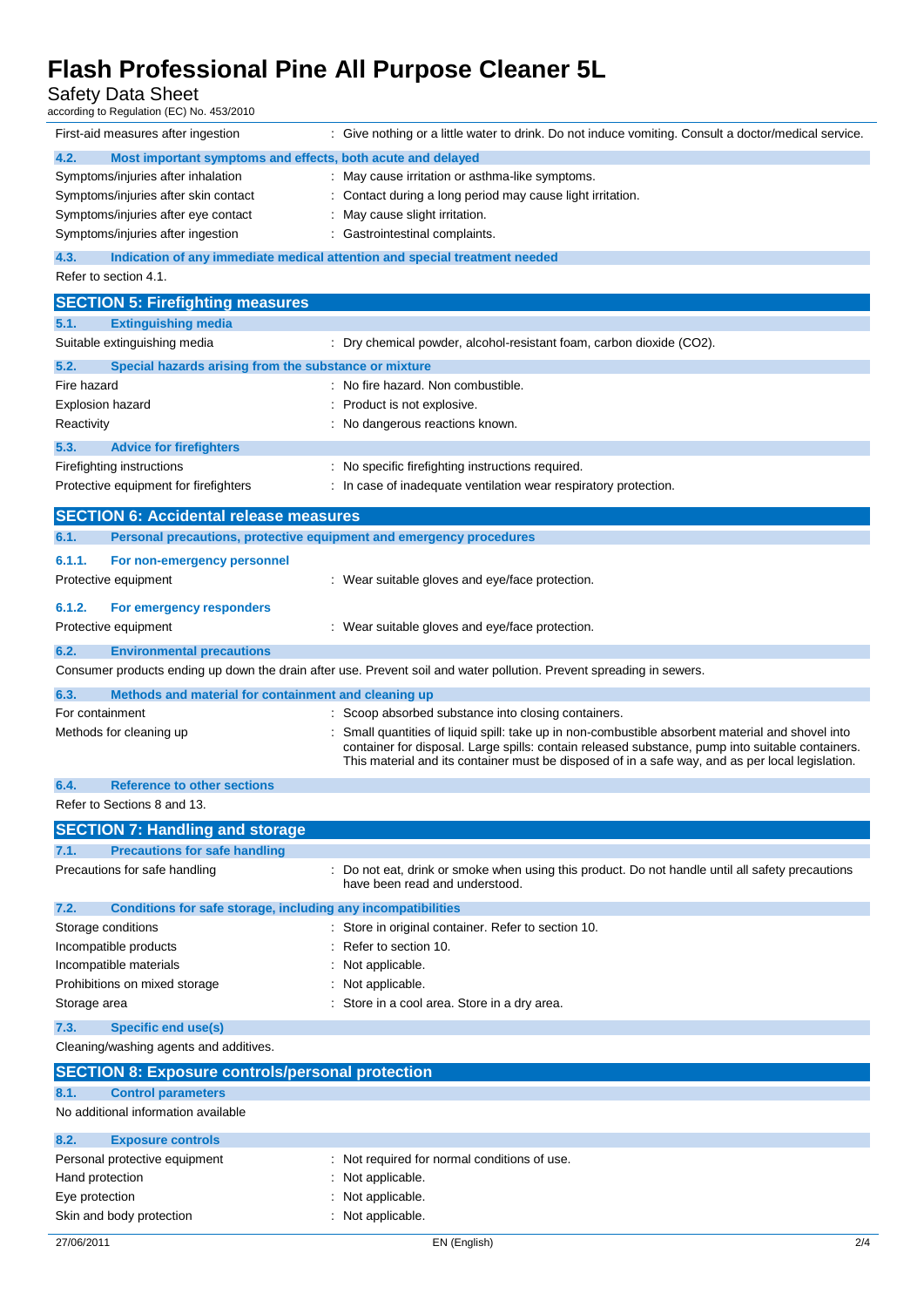| | |
|---|---|
| First-aid measures after ingestion | : Give nothing or a little water to drink. Do not induce vomiting. Consult a doctor/medical service. |

### 4.2. Most important symptoms and effects, both acute and delayed

| | |
|---|---|
| Symptoms/injuries after inhalation | : May cause irritation or asthma-like symptoms. |
| Symptoms/injuries after skin contact | : Contact during a long period may cause light irritation. |
| Symptoms/injuries after eye contact | : May cause slight irritation. |
| Symptoms/injuries after ingestion | : Gastrointestinal complaints. |

### 4.3. Indication of any immediate medical attention and special treatment needed

Refer to section 4.1.

## SECTION 5: Firefighting measures

### 5.1. Extinguishing media

| | |
|---|---|
| Suitable extinguishing media | : Dry chemical powder, alcohol-resistant foam, carbon dioxide ($CO_2$). |

### 5.2. Special hazards arising from the substance or mixture

| | |
|---|---|
| Fire hazard | : No fire hazard. Non combustible. |
| Explosion hazard | : Product is not explosive. |
| Reactivity | : No dangerous reactions known. |

### 5.3. Advice for firefighters

| | |
|---|---|
| Firefighting instructions | : No specific firefighting instructions required. |
| Protective equipment for firefighters | : In case of inadequate ventilation wear respiratory protection. |

## SECTION 6: Accidental release measures

### 6.1. Personal precautions, protective equipment and emergency procedures

#### 6.1.1. For non-emergency personnel

| | |
|---|---|
| Protective equipment | : Wear suitable gloves and eye/face protection. |

#### 6.1.2. For emergency responders

| | |
|---|---|
| Protective equipment | : Wear suitable gloves and eye/face protection. |

### 6.2. Environmental precautions

Consumer products ending up down the drain after use. Prevent soil and water pollution. Prevent spreading in sewers.

### 6.3. Methods and material for containment and cleaning up

| | |
|---|---|
| For containment | : Scoop absorbed substance into closing containers. |
| Methods for cleaning up | : Small quantities of liquid spill: take up in non-combustible absorbent material and shovel into container for disposal. Large spills: contain released substance, pump into suitable containers. This material and its container must be disposed of in a safe way, and as per local legislation. |

### 6.4. Reference to other sections

Refer to Sections 8 and 13.

## SECTION 7: Handling and storage

### 7.1. Precautions for safe handling

| | |
|---|---|
| Precautions for safe handling | : Do not eat, drink or smoke when using this product. Do not handle until all safety precautions have been read and understood. |

### 7.2. Conditions for safe storage, including any incompatibilities

| | |
|---|---|
| Storage conditions | : Store in original container. Refer to section 10. |
| Incompatible products | : Refer to section 10. |
| Incompatible materials | : Not applicable. |
| Prohibitions on mixed storage | : Not applicable. |
| Storage area | : Store in a cool area. Store in a dry area. |

### 7.3. Specific end use(s)

Cleaning/washing agents and additives.

## SECTION 8: Exposure controls/personal protection

### 8.1. Control parameters

No additional information available

### 8.2. Exposure controls

| | |
|---|---|
| Personal protective equipment | : Not required for normal conditions of use. |
| Hand protection | : Not applicable. |
| Eye protection | : Not applicable. |
| Skin and body protection | : Not applicable. |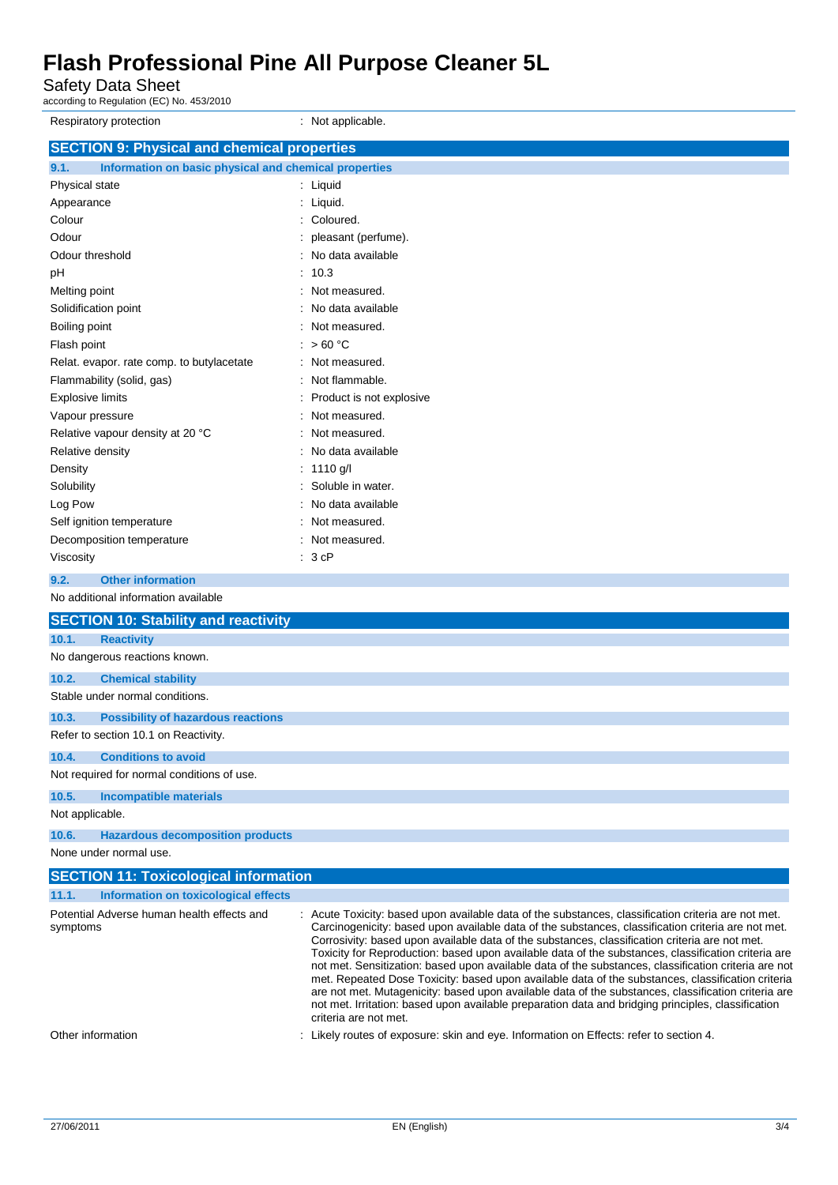| | |
|---|---|
| Respiratory protection | : Not applicable. |

## SECTION 9: Physical and chemical properties

### 9.1. Information on basic physical and chemical properties

| | |
|---|---|
| Physical state | : Liquid |
| Appearance | : Liquid. |
| Colour | : Coloured. |
| Odour | : pleasant (perfume). |
| Odour threshold | : No data available |
| pH | : 10.3 |
| Melting point | : Not measured. |
| Solidification point | : No data available |
| Boiling point | : Not measured. |
| Flash point | : > 60 °C |
| Relat. evapor. rate comp. to butylacetate | : Not measured. |
| Flammability (solid, gas) | : Not flammable. |
| Explosive limits | : Product is not explosive |
| Vapour pressure | : Not measured. |
| Relative vapour density at 20 °C | : Not measured. |
| Relative density | : No data available |
| Density | : 1110 g/l |
| Solubility | : Soluble in water. |
| Log Pow | : No data available |
| Self ignition temperature | : Not measured. |
| Decomposition temperature | : Not measured. |
| Viscosity | : 3 cP |

### 9.2. Other information

No additional information available

## SECTION 10: Stability and reactivity

### 10.1. Reactivity

No dangerous reactions known.

### 10.2. Chemical stability

Stable under normal conditions.

### 10.3. Possibility of hazardous reactions

Refer to section 10.1 on Reactivity.

### 10.4. Conditions to avoid

Not required for normal conditions of use.

### 10.5. Incompatible materials

Not applicable.

### 10.6. Hazardous decomposition products

None under normal use.

## SECTION 11: Toxicological information

### 11.1. Information on toxicological effects

| | |
|---|---|
| Potential Adverse human health effects and symptoms | : Acute Toxicity: based upon available data of the substances, classification criteria are not met. Carcinogenicity: based upon available data of the substances, classification criteria are not met. Corrosivity: based upon available data of the substances, classification criteria are not met. Toxicity for Reproduction: based upon available data of the substances, classification criteria are not met. Sensitization: based upon available data of the substances, classification criteria are not met. Repeated Dose Toxicity: based upon available data of the substances, classification criteria are not met. Mutagenicity: based upon available data of the substances, classification criteria are not met. Irritation: based upon available preparation data and bridging principles, classification criteria are not met. |
| Other information | : Likely routes of exposure: skin and eye. Information on Effects: refer to section 4. |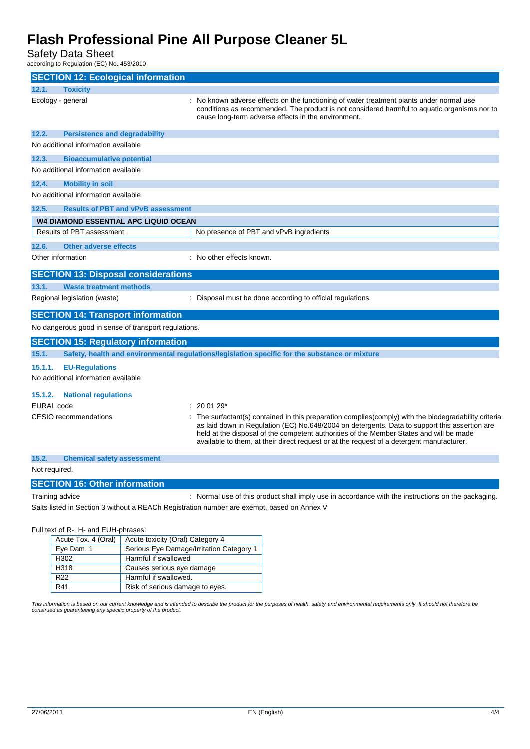## SECTION 12: Ecological information

### 12.1. Toxicity

Ecology - general : No known adverse effects on the functioning of water treatment plants under normal use conditions as recommended. The product is not considered harmful to aquatic organisms nor to cause long-term adverse effects in the environment.

### 12.2. Persistence and degradability

No additional information available

### 12.3. Bioaccumulative potential

No additional information available

### 12.4. Mobility in soil

No additional information available

### 12.5. Results of PBT and vPvB assessment

| W4 DIAMOND ESSENTIAL APC LIQUID OCEAN | |
|---|---|
| Results of PBT assessment | No presence of PBT and vPvB ingredients |

### 12.6. Other adverse effects

Other information : No other effects known.

## SECTION 13: Disposal considerations

### 13.1. Waste treatment methods

Regional legislation (waste) : Disposal must be done according to official regulations.

## SECTION 14: Transport information

No dangerous good in sense of transport regulations.

## SECTION 15: Regulatory information

### 15.1. Safety, health and environmental regulations/legislation specific for the substance or mixture

#### 15.1.1. EU-Regulations

No additional information available

#### 15.1.2. National regulations

EURAL code : 20 01 29*

CESIO recommendations : The surfactant(s) contained in this preparation complies(comply) with the biodegradability criteria as laid down in Regulation (EC) No.648/2004 on detergents. Data to support this assertion are held at the disposal of the competent authorities of the Member States and will be made available to them, at their direct request or at the request of a detergent manufacturer.

### 15.2. Chemical safety assessment

Not required.

## SECTION 16: Other information

Training advice : Normal use of this product shall imply use in accordance with the instructions on the packaging.

Salts listed in Section 3 without a REACh Registration number are exempt, based on Annex V

Full text of R-, H- and EUH-phrases:

| | |
|---|---|
| Acute Tox. 4 (Oral) | Acute toxicity (Oral) Category 4 |
| Eye Dam. 1 | Serious Eye Damage/Irritation Category 1 |
| H302 | Harmful if swallowed |
| H318 | Causes serious eye damage |
| R22 | Harmful if swallowed. |
| R41 | Risk of serious damage to eyes. |

*This information is based on our current knowledge and is intended to describe the product for the purposes of health, safety and environmental requirements only. It should not therefore be construed as guaranteeing any specific property of the product.*